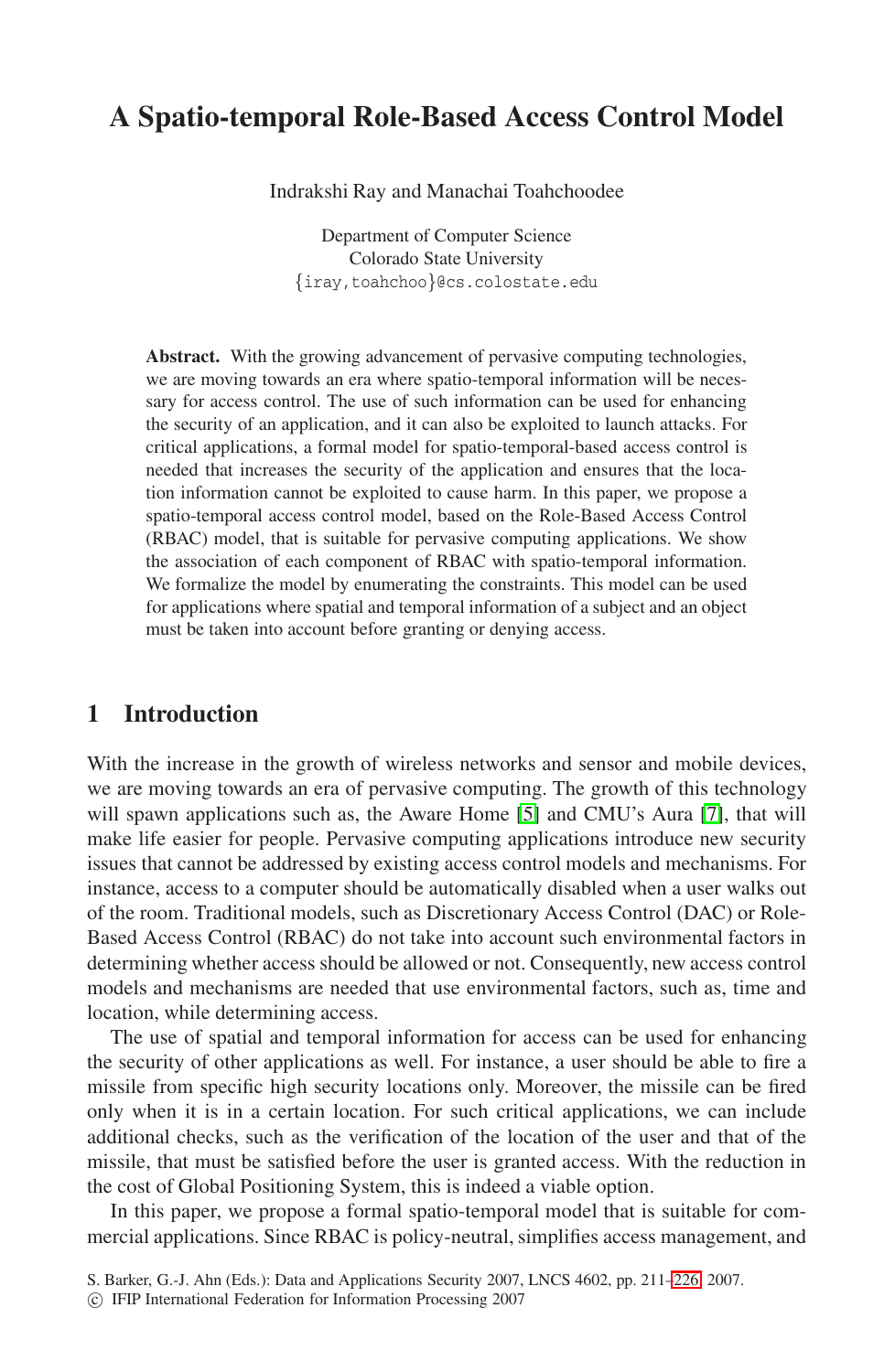# A Spatio-temporal Role-Based Access Control Model

Indrakshi Ray and Manachai Toahchoodee

Department of Computer Science
Colorado State University
{iray,toahchoo}@cs.colostate.edu

**Abstract.** With the growing advancement of pervasive computing technologies, we are moving towards an era where spatio-temporal information will be necessary for access control. The use of such information can be used for enhancing the security of an application, and it can also be exploited to launch attacks. For critical applications, a formal model for spatio-temporal-based access control is needed that increases the security of the application and ensures that the location information cannot be exploited to cause harm. In this paper, we propose a spatio-temporal access control model, based on the Role-Based Access Control (RBAC) model, that is suitable for pervasive computing applications. We show the association of each component of RBAC with spatio-temporal information. We formalize the model by enumerating the constraints. This model can be used for applications where spatial and temporal information of a subject and an object must be taken into account before granting or denying access.

## 1 Introduction

With the increase in the growth of wireless networks and sensor and mobile devices, we are moving towards an era of pervasive computing. The growth of this technology will spawn applications such as, the Aware Home [5] and CMU's Aura [7], that will make life easier for people. Pervasive computing applications introduce new security issues that cannot be addressed by existing access control models and mechanisms. For instance, access to a computer should be automatically disabled when a user walks out of the room. Traditional models, such as Discretionary Access Control (DAC) or Role-Based Access Control (RBAC) do not take into account such environmental factors in determining whether access should be allowed or not. Consequently, new access control models and mechanisms are needed that use environmental factors, such as, time and location, while determining access.

The use of spatial and temporal information for access can be used for enhancing the security of other applications as well. For instance, a user should be able to fire a missile from specific high security locations only. Moreover, the missile can be fired only when it is in a certain location. For such critical applications, we can include additional checks, such as the verification of the location of the user and that of the missile, that must be satisfied before the user is granted access. With the reduction in the cost of Global Positioning System, this is indeed a viable option.

In this paper, we propose a formal spatio-temporal model that is suitable for commercial applications. Since RBAC is policy-neutral, simplifies access management, and

S. Barker, G.-J. Ahn (Eds.): Data and Applications Security 2007, LNCS 4602, pp. 211–226, 2007.
© IFIP International Federation for Information Processing 2007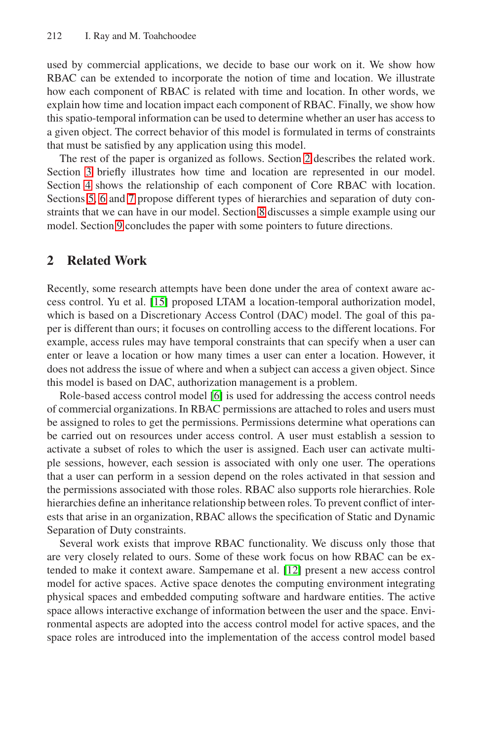used by commercial applications, we decide to base our work on it. We show how RBAC can be extended to incorporate the notion of time and location. We illustrate how each component of RBAC is related with time and location. In other words, we explain how time and location impact each component of RBAC. Finally, we show how this spatio-temporal information can be used to determine whether an user has access to a given object. The correct behavior of this model is formulated in terms of constraints that must be satisfied by any application using this model.

The rest of the paper is organized as follows. Section 2 describes the related work. Section 3 briefly illustrates how time and location are represented in our model. Section 4 shows the relationship of each component of Core RBAC with location. Sections 5, 6 and 7 propose different types of hierarchies and separation of duty constraints that we can have in our model. Section 8 discusses a simple example using our model. Section 9 concludes the paper with some pointers to future directions.

## 2 Related Work

Recently, some research attempts have been done under the area of context aware access control. Yu et al. [15] proposed LTAM a location-temporal authorization model, which is based on a Discretionary Access Control (DAC) model. The goal of this paper is different than ours; it focuses on controlling access to the different locations. For example, access rules may have temporal constraints that can specify when a user can enter or leave a location or how many times a user can enter a location. However, it does not address the issue of where and when a subject can access a given object. Since this model is based on DAC, authorization management is a problem.

Role-based access control model [6] is used for addressing the access control needs of commercial organizations. In RBAC permissions are attached to roles and users must be assigned to roles to get the permissions. Permissions determine what operations can be carried out on resources under access control. A user must establish a session to activate a subset of roles to which the user is assigned. Each user can activate multiple sessions, however, each session is associated with only one user. The operations that a user can perform in a session depend on the roles activated in that session and the permissions associated with those roles. RBAC also supports role hierarchies. Role hierarchies define an inheritance relationship between roles. To prevent conflict of interests that arise in an organization, RBAC allows the specification of Static and Dynamic Separation of Duty constraints.

Several work exists that improve RBAC functionality. We discuss only those that are very closely related to ours. Some of these work focus on how RBAC can be extended to make it context aware. Sampemane et al. [12] present a new access control model for active spaces. Active space denotes the computing environment integrating physical spaces and embedded computing software and hardware entities. The active space allows interactive exchange of information between the user and the space. Environmental aspects are adopted into the access control model for active spaces, and the space roles are introduced into the implementation of the access control model based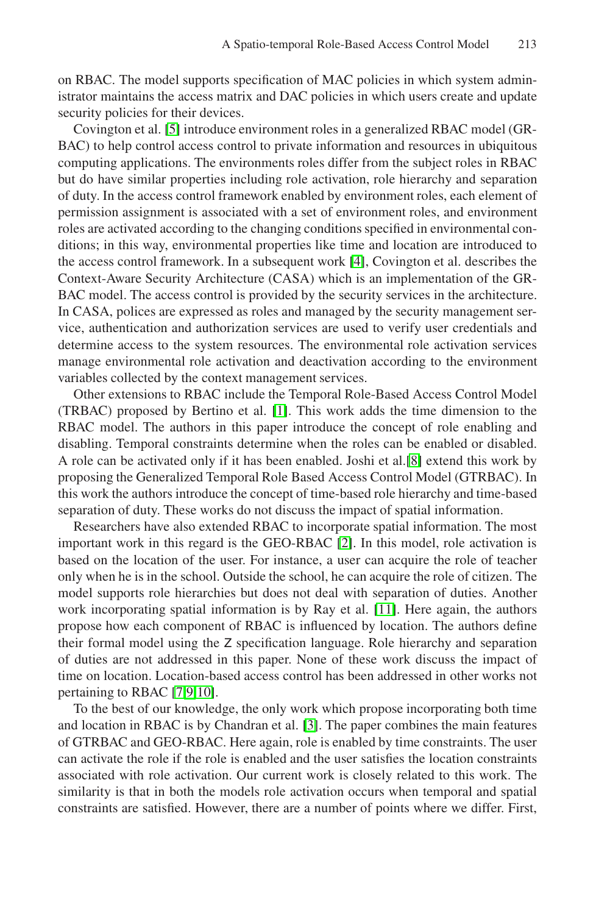on RBAC. The model supports specification of MAC policies in which system administrator maintains the access matrix and DAC policies in which users create and update security policies for their devices.

Covington et al. [5] introduce environment roles in a generalized RBAC model (GRBAC) to help control access control to private information and resources in ubiquitous computing applications. The environments roles differ from the subject roles in RBAC but do have similar properties including role activation, role hierarchy and separation of duty. In the access control framework enabled by environment roles, each element of permission assignment is associated with a set of environment roles, and environment roles are activated according to the changing conditions specified in environmental conditions; in this way, environmental properties like time and location are introduced to the access control framework. In a subsequent work [4], Covington et al. describes the Context-Aware Security Architecture (CASA) which is an implementation of the GRBAC model. The access control is provided by the security services in the architecture. In CASA, polices are expressed as roles and managed by the security management service, authentication and authorization services are used to verify user credentials and determine access to the system resources. The environmental role activation services manage environmental role activation and deactivation according to the environment variables collected by the context management services.

Other extensions to RBAC include the Temporal Role-Based Access Control Model (TRBAC) proposed by Bertino et al. [1]. This work adds the time dimension to the RBAC model. The authors in this paper introduce the concept of role enabling and disabling. Temporal constraints determine when the roles can be enabled or disabled. A role can be activated only if it has been enabled. Joshi et al.[8] extend this work by proposing the Generalized Temporal Role Based Access Control Model (GTRBAC). In this work the authors introduce the concept of time-based role hierarchy and time-based separation of duty. These works do not discuss the impact of spatial information.

Researchers have also extended RBAC to incorporate spatial information. The most important work in this regard is the GEO-RBAC [2]. In this model, role activation is based on the location of the user. For instance, a user can acquire the role of teacher only when he is in the school. Outside the school, he can acquire the role of citizen. The model supports role hierarchies but does not deal with separation of duties. Another work incorporating spatial information is by Ray et al. [11]. Here again, the authors propose how each component of RBAC is influenced by location. The authors define their formal model using the Z specification language. Role hierarchy and separation of duties are not addressed in this paper. None of these work discuss the impact of time on location. Location-based access control has been addressed in other works not pertaining to RBAC [7,9,10].

To the best of our knowledge, the only work which propose incorporating both time and location in RBAC is by Chandran et al. [3]. The paper combines the main features of GTRBAC and GEO-RBAC. Here again, role is enabled by time constraints. The user can activate the role if the role is enabled and the user satisfies the location constraints associated with role activation. Our current work is closely related to this work. The similarity is that in both the models role activation occurs when temporal and spatial constraints are satisfied. However, there are a number of points where we differ. First,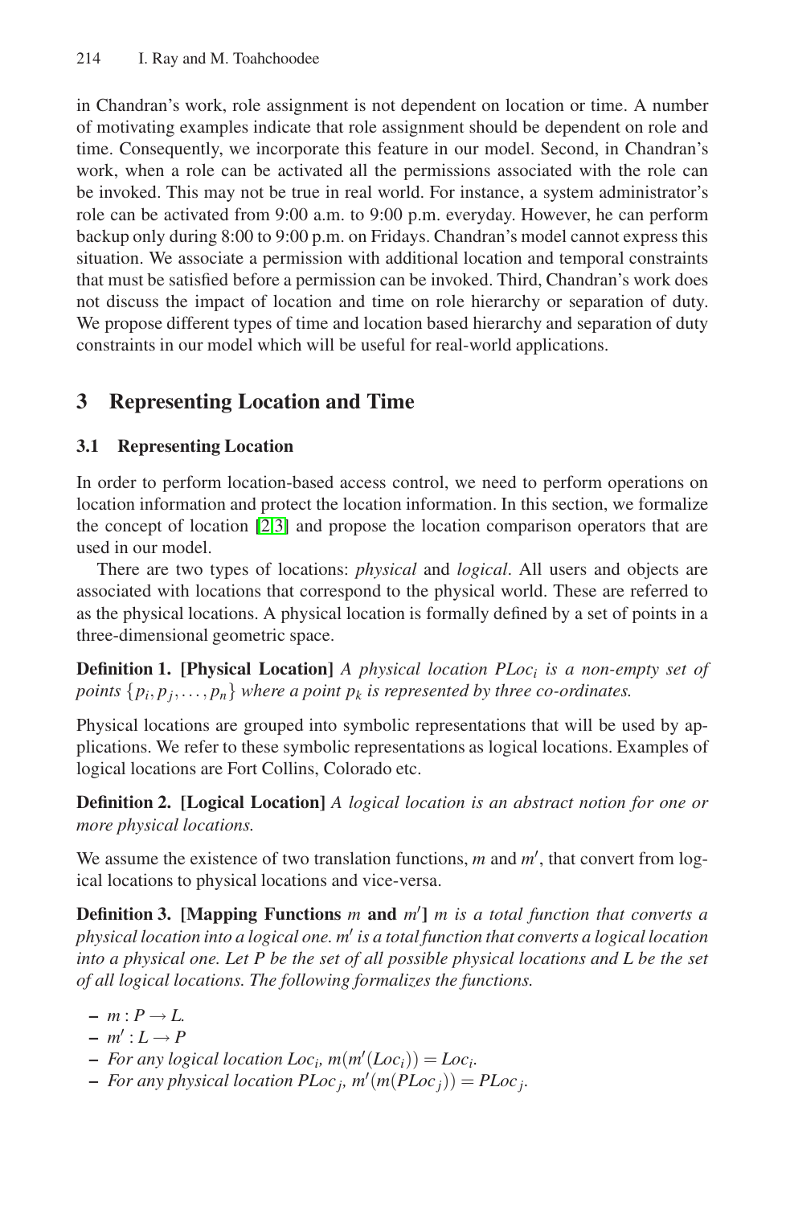in Chandran's work, role assignment is not dependent on location or time. A number of motivating examples indicate that role assignment should be dependent on role and time. Consequently, we incorporate this feature in our model. Second, in Chandran's work, when a role can be activated all the permissions associated with the role can be invoked. This may not be true in real world. For instance, a system administrator's role can be activated from 9:00 a.m. to 9:00 p.m. everyday. However, he can perform backup only during 8:00 to 9:00 p.m. on Fridays. Chandran's model cannot express this situation. We associate a permission with additional location and temporal constraints that must be satisfied before a permission can be invoked. Third, Chandran's work does not discuss the impact of location and time on role hierarchy or separation of duty. We propose different types of time and location based hierarchy and separation of duty constraints in our model which will be useful for real-world applications.

## 3 Representing Location and Time

### 3.1 Representing Location

In order to perform location-based access control, we need to perform operations on location information and protect the location information. In this section, we formalize the concept of location [2,3] and propose the location comparison operators that are used in our model.

There are two types of locations: *physical* and *logical*. All users and objects are associated with locations that correspond to the physical world. These are referred to as the physical locations. A physical location is formally defined by a set of points in a three-dimensional geometric space.

**Definition 1. [Physical Location]** *A physical location $PLoc_i$ is a non-empty set of points $\{p_i, p_j, \ldots, p_n\}$ where a point $p_k$ is represented by three co-ordinates.*

Physical locations are grouped into symbolic representations that will be used by applications. We refer to these symbolic representations as logical locations. Examples of logical locations are Fort Collins, Colorado etc.

**Definition 2. [Logical Location]** *A logical location is an abstract notion for one or more physical locations.*

We assume the existence of two translation functions, $m$ and $m'$, that convert from logical locations to physical locations and vice-versa.

**Definition 3. [Mapping Functions $m$ and $m'$]** *$m$ is a total function that converts a physical location into a logical one. $m'$ is a total function that converts a logical location into a physical one. Let $P$ be the set of all possible physical locations and $L$ be the set of all logical locations. The following formalizes the functions.*

- $m : P \rightarrow L$.
- $m' : L \rightarrow P$
- *For any logical location $Loc_i$, $m(m'(Loc_i)) = Loc_i$.*
- *For any physical location $PLoc_j$, $m'(m(PLoc_j)) = PLoc_j$.*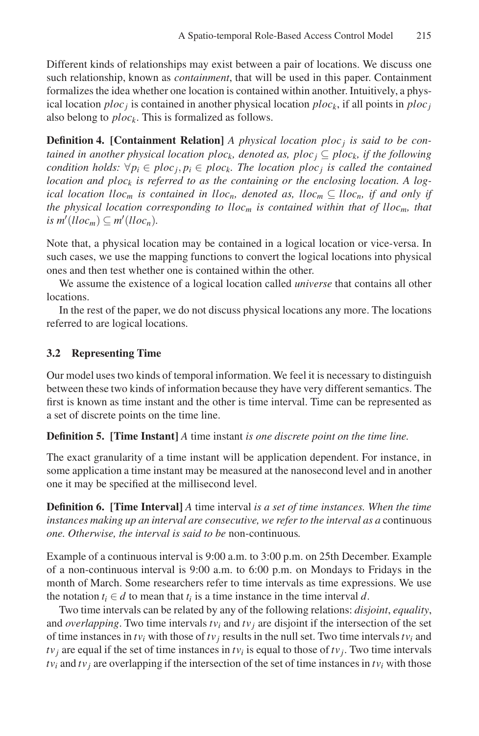Different kinds of relationships may exist between a pair of locations. We discuss one such relationship, known as *containment*, that will be used in this paper. Containment formalizes the idea whether one location is contained within another. Intuitively, a physical location $ploc_j$ is contained in another physical location $ploc_k$, if all points in $ploc_j$ also belong to $ploc_k$. This is formalized as follows.

**Definition 4. [Containment Relation]** *A physical location $ploc_j$ is said to be contained in another physical location $ploc_k$, denoted as, $ploc_j \subseteq ploc_k$, if the following condition holds: $\forall p_i \in ploc_j, p_i \in ploc_k$. The location $ploc_j$ is called the contained location and $ploc_k$ is referred to as the containing or the enclosing location. A logical location $lloc_m$ is contained in $lloc_n$, denoted as, $lloc_m \subseteq lloc_n$, if and only if the physical location corresponding to $lloc_m$ is contained within that of $lloc_m$, that is $m'(lloc_m) \subseteq m'(lloc_n)$.*

Note that, a physical location may be contained in a logical location or vice-versa. In such cases, we use the mapping functions to convert the logical locations into physical ones and then test whether one is contained within the other.

We assume the existence of a logical location called *universe* that contains all other locations.

In the rest of the paper, we do not discuss physical locations any more. The locations referred to are logical locations.

### 3.2 Representing Time

Our model uses two kinds of temporal information. We feel it is necessary to distinguish between these two kinds of information because they have very different semantics. The first is known as time instant and the other is time interval. Time can be represented as a set of discrete points on the time line.

**Definition 5. [Time Instant]** *A* time instant *is one discrete point on the time line.*

The exact granularity of a time instant will be application dependent. For instance, in some application a time instant may be measured at the nanosecond level and in another one it may be specified at the millisecond level.

**Definition 6. [Time Interval]** *A* time interval *is a set of time instances. When the time instances making up an interval are consecutive, we refer to the interval as a* continuous *one. Otherwise, the interval is said to be* non-continuous*.*

Example of a continuous interval is 9:00 a.m. to 3:00 p.m. on 25th December. Example of a non-continuous interval is 9:00 a.m. to 6:00 p.m. on Mondays to Fridays in the month of March. Some researchers refer to time intervals as time expressions. We use the notation $t_i \in d$ to mean that $t_i$ is a time instance in the time interval $d$.

Two time intervals can be related by any of the following relations: *disjoint*, *equality*, and *overlapping*. Two time intervals $tv_i$ and $tv_j$ are disjoint if the intersection of the set of time instances in $tv_i$ with those of $tv_j$ results in the null set. Two time intervals $tv_i$ and $tv_j$ are equal if the set of time instances in $tv_i$ is equal to those of $tv_j$. Two time intervals $tv_i$ and $tv_j$ are overlapping if the intersection of the set of time instances in $tv_i$ with those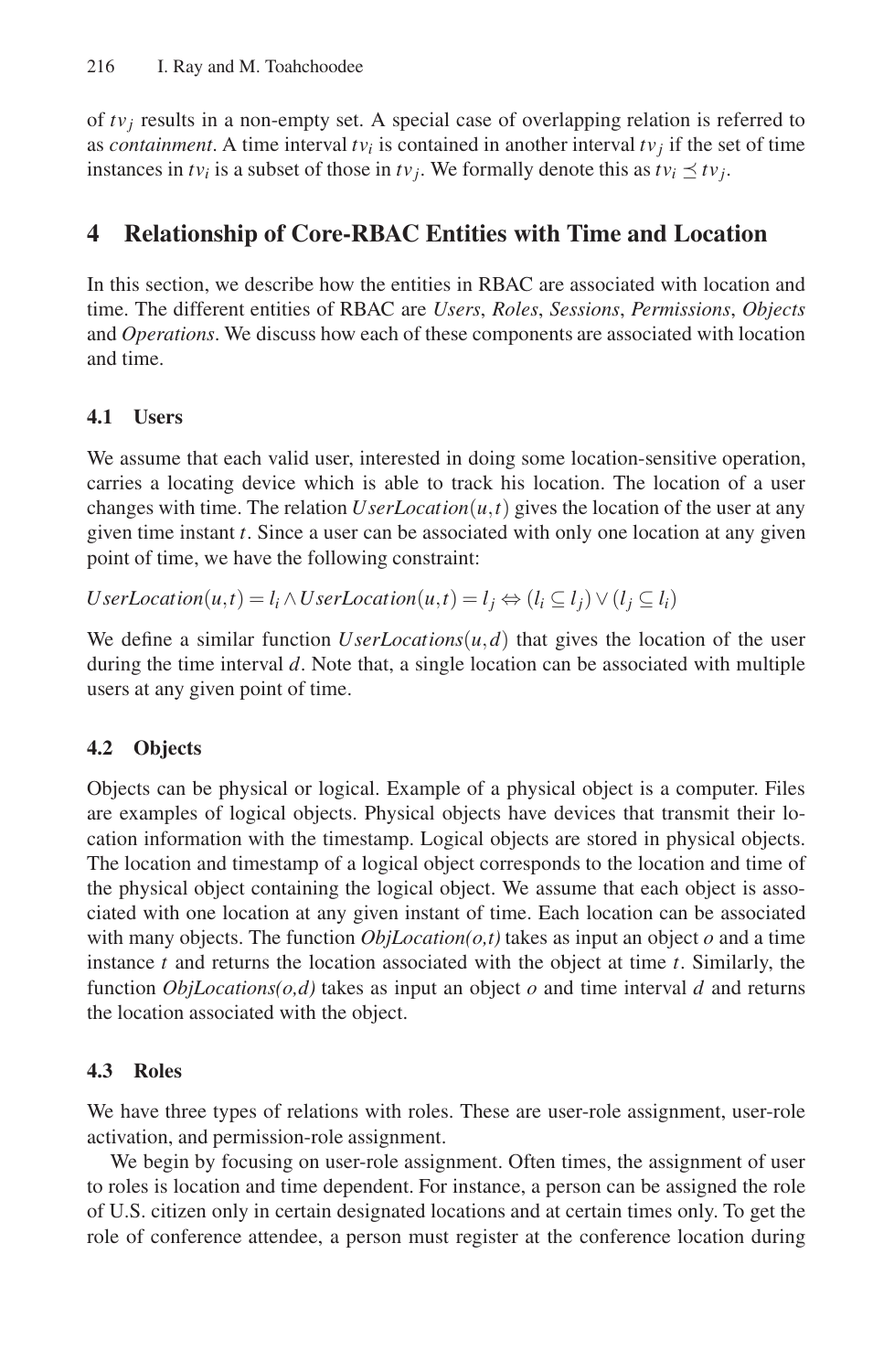of $tv_j$ results in a non-empty set. A special case of overlapping relation is referred to as *containment*. A time interval $tv_i$ is contained in another interval $tv_j$ if the set of time instances in $tv_i$ is a subset of those in $tv_j$. We formally denote this as $tv_i \preceq tv_j$.

## 4 Relationship of Core-RBAC Entities with Time and Location

In this section, we describe how the entities in RBAC are associated with location and time. The different entities of RBAC are *Users*, *Roles*, *Sessions*, *Permissions*, *Objects* and *Operations*. We discuss how each of these components are associated with location and time.

### 4.1 Users

We assume that each valid user, interested in doing some location-sensitive operation, carries a locating device which is able to track his location. The location of a user changes with time. The relation $UserLocation(u,t)$ gives the location of the user at any given time instant $t$. Since a user can be associated with only one location at any given point of time, we have the following constraint:

$$UserLocation(u,t) = l_i \wedge UserLocation(u,t) = l_j \Leftrightarrow (l_i \subseteq l_j) \vee (l_j \subseteq l_i)$$

We define a similar function $UserLocations(u,d)$ that gives the location of the user during the time interval $d$. Note that, a single location can be associated with multiple users at any given point of time.

### 4.2 Objects

Objects can be physical or logical. Example of a physical object is a computer. Files are examples of logical objects. Physical objects have devices that transmit their location information with the timestamp. Logical objects are stored in physical objects. The location and timestamp of a logical object corresponds to the location and time of the physical object containing the logical object. We assume that each object is associated with one location at any given instant of time. Each location can be associated with many objects. The function *ObjLocation(o,t)* takes as input an object $o$ and a time instance $t$ and returns the location associated with the object at time $t$. Similarly, the function *ObjLocations(o,d)* takes as input an object $o$ and time interval $d$ and returns the location associated with the object.

### 4.3 Roles

We have three types of relations with roles. These are user-role assignment, user-role activation, and permission-role assignment.

We begin by focusing on user-role assignment. Often times, the assignment of user to roles is location and time dependent. For instance, a person can be assigned the role of U.S. citizen only in certain designated locations and at certain times only. To get the role of conference attendee, a person must register at the conference location during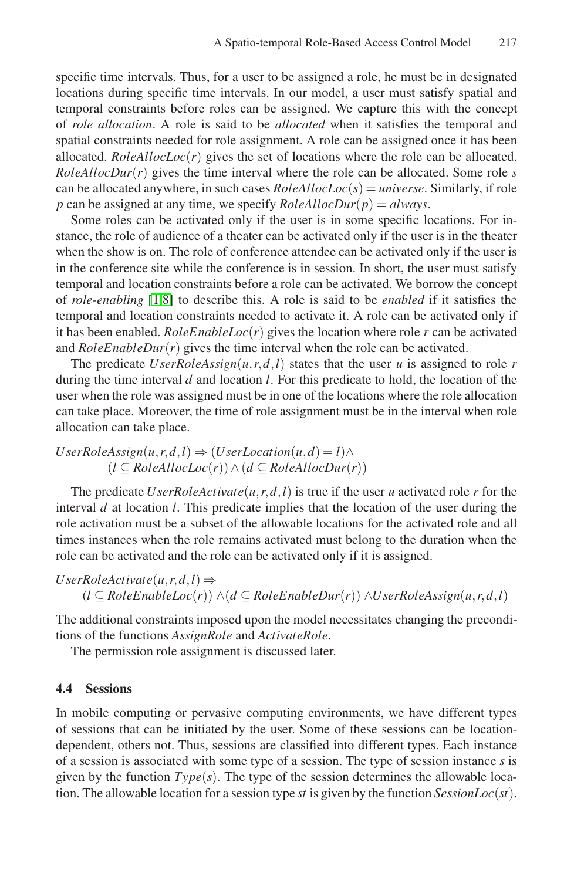specific time intervals. Thus, for a user to be assigned a role, he must be in designated locations during specific time intervals. In our model, a user must satisfy spatial and temporal constraints before roles can be assigned. We capture this with the concept of *role allocation*. A role is said to be *allocated* when it satisfies the temporal and spatial constraints needed for role assignment. A role can be assigned once it has been allocated. $RoleAllocLoc(r)$ gives the set of locations where the role can be allocated. $RoleAllocDur(r)$ gives the time interval where the role can be allocated. Some role $s$ can be allocated anywhere, in such cases $RoleAllocLoc(s) = universe$. Similarly, if role $p$ can be assigned at any time, we specify $RoleAllocDur(p) = always$.

Some roles can be activated only if the user is in some specific locations. For instance, the role of audience of a theater can be activated only if the user is in the theater when the show is on. The role of conference attendee can be activated only if the user is in the conference site while the conference is in session. In short, the user must satisfy temporal and location constraints before a role can be activated. We borrow the concept of *role-enabling* [1,8] to describe this. A role is said to be *enabled* if it satisfies the temporal and location constraints needed to activate it. A role can be activated only if it has been enabled. $RoleEnableLoc(r)$ gives the location where role $r$ can be activated and $RoleEnableDur(r)$ gives the time interval when the role can be activated.

The predicate $UserRoleAssign(u,r,d,l)$ states that the user $u$ is assigned to role $r$ during the time interval $d$ and location $l$. For this predicate to hold, the location of the user when the role was assigned must be in one of the locations where the role allocation can take place. Moreover, the time of role assignment must be in the interval when role allocation can take place.

$$UserRoleAssign(u,r,d,l) \Rightarrow (UserLocation(u,d) = l) \wedge (l \subseteq RoleAllocLoc(r)) \wedge (d \subseteq RoleAllocDur(r))$$

The predicate $UserRoleActivate(u,r,d,l)$ is true if the user $u$ activated role $r$ for the interval $d$ at location $l$. This predicate implies that the location of the user during the role activation must be a subset of the allowable locations for the activated role and all times instances when the role remains activated must belong to the duration when the role can be activated and the role can be activated only if it is assigned.

$$UserRoleActivate(u,r,d,l) \Rightarrow (l \subseteq RoleEnableLoc(r)) \wedge (d \subseteq RoleEnableDur(r)) \wedge UserRoleAssign(u,r,d,l)$$

The additional constraints imposed upon the model necessitates changing the preconditions of the functions *AssignRole* and *ActivateRole*.

The permission role assignment is discussed later.

### 4.4 Sessions

In mobile computing or pervasive computing environments, we have different types of sessions that can be initiated by the user. Some of these sessions can be location-dependent, others not. Thus, sessions are classified into different types. Each instance of a session is associated with some type of a session. The type of session instance $s$ is given by the function $Type(s)$. The type of the session determines the allowable location. The allowable location for a session type $st$ is given by the function $SessionLoc(st)$.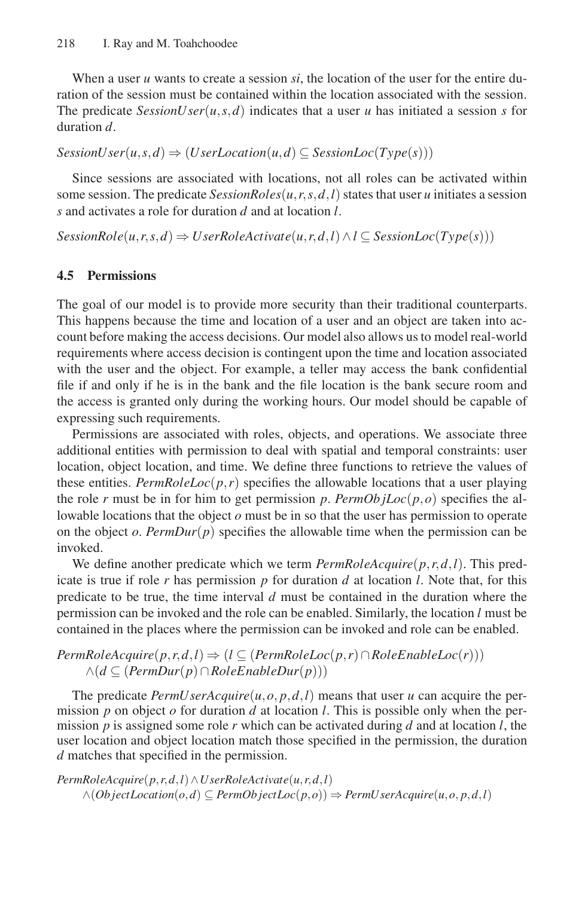When a user $u$ wants to create a session $si$, the location of the user for the entire duration of the session must be contained within the location associated with the session. The predicate $SessionUser(u,s,d)$ indicates that a user $u$ has initiated a session $s$ for duration $d$.

$$SessionUser(u,s,d) \Rightarrow (UserLocation(u,d) \subseteq SessionLoc(Type(s)))$$

Since sessions are associated with locations, not all roles can be activated within some session. The predicate $SessionRoles(u,r,s,d,l)$ states that user $u$ initiates a session $s$ and activates a role for duration $d$ and at location $l$.

$$SessionRole(u,r,s,d) \Rightarrow UserRoleActivate(u,r,d,l) \wedge l \subseteq SessionLoc(Type(s)))$$

### 4.5 Permissions

The goal of our model is to provide more security than their traditional counterparts. This happens because the time and location of a user and an object are taken into account before making the access decisions. Our model also allows us to model real-world requirements where access decision is contingent upon the time and location associated with the user and the object. For example, a teller may access the bank confidential file if and only if he is in the bank and the file location is the bank secure room and the access is granted only during the working hours. Our model should be capable of expressing such requirements.

Permissions are associated with roles, objects, and operations. We associate three additional entities with permission to deal with spatial and temporal constraints: user location, object location, and time. We define three functions to retrieve the values of these entities. $PermRoleLoc(p,r)$ specifies the allowable locations that a user playing the role $r$ must be in for him to get permission $p$. $PermObjLoc(p,o)$ specifies the allowable locations that the object $o$ must be in so that the user has permission to operate on the object $o$. $PermDur(p)$ specifies the allowable time when the permission can be invoked.

We define another predicate which we term $PermRoleAcquire(p,r,d,l)$. This predicate is true if role $r$ has permission $p$ for duration $d$ at location $l$. Note that, for this predicate to be true, the time interval $d$ must be contained in the duration where the permission can be invoked and the role can be enabled. Similarly, the location $l$ must be contained in the places where the permission can be invoked and role can be enabled.

$$PermRoleAcquire(p,r,d,l) \Rightarrow (l \subseteq (PermRoleLoc(p,r) \cap RoleEnableLoc(r))) \\ \wedge (d \subseteq (PermDur(p) \cap RoleEnableDur(p)))$$

The predicate $PermUserAcquire(u,o,p,d,l)$ means that user $u$ can acquire the permission $p$ on object $o$ for duration $d$ at location $l$. This is possible only when the permission $p$ is assigned some role $r$ which can be activated during $d$ and at location $l$, the user location and object location match those specified in the permission, the duration $d$ matches that specified in the permission.

$$PermRoleAcquire(p,r,d,l) \wedge UserRoleActivate(u,r,d,l) \\ \wedge (ObjectLocation(o,d) \subseteq PermObjectLoc(p,o)) \Rightarrow PermUserAcquire(u,o,p,d,l)$$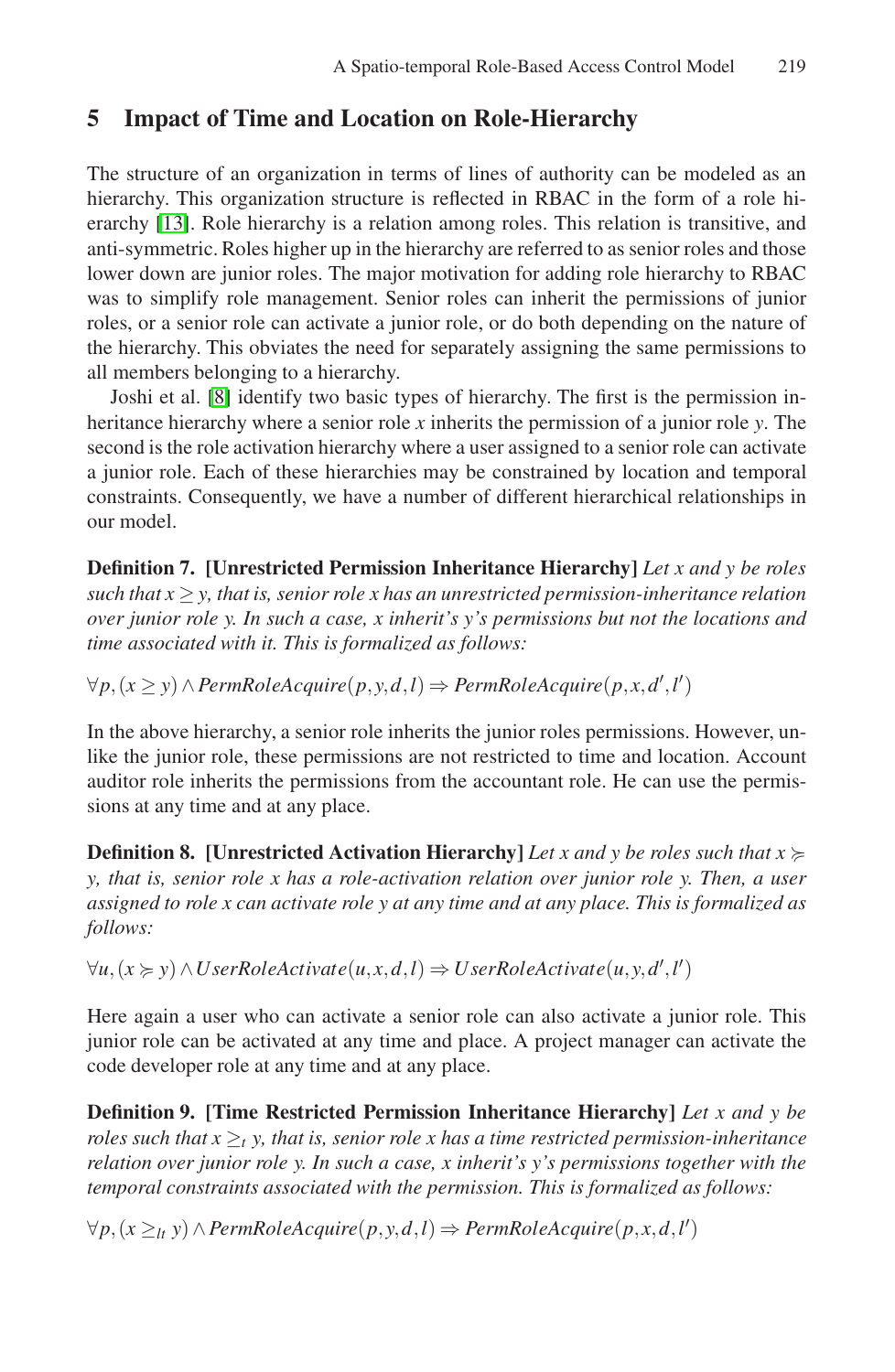## 5 Impact of Time and Location on Role-Hierarchy

The structure of an organization in terms of lines of authority can be modeled as an hierarchy. This organization structure is reflected in RBAC in the form of a role hierarchy [13]. Role hierarchy is a relation among roles. This relation is transitive, and anti-symmetric. Roles higher up in the hierarchy are referred to as senior roles and those lower down are junior roles. The major motivation for adding role hierarchy to RBAC was to simplify role management. Senior roles can inherit the permissions of junior roles, or a senior role can activate a junior role, or do both depending on the nature of the hierarchy. This obviates the need for separately assigning the same permissions to all members belonging to a hierarchy.

Joshi et al. [8] identify two basic types of hierarchy. The first is the permission inheritance hierarchy where a senior role $x$ inherits the permission of a junior role $y$. The second is the role activation hierarchy where a user assigned to a senior role can activate a junior role. Each of these hierarchies may be constrained by location and temporal constraints. Consequently, we have a number of different hierarchical relationships in our model.

**Definition 7. [Unrestricted Permission Inheritance Hierarchy]** *Let $x$ and $y$ be roles such that $x \geq y$, that is, senior role $x$ has an unrestricted permission-inheritance relation over junior role $y$. In such a case, $x$ inherit's $y$'s permissions but not the locations and time associated with it. This is formalized as follows:*

$$\forall p, (x \geq y) \wedge PermRoleAcquire(p, y, d, l) \Rightarrow PermRoleAcquire(p, x, d', l')$$

In the above hierarchy, a senior role inherits the junior roles permissions. However, unlike the junior role, these permissions are not restricted to time and location. Account auditor role inherits the permissions from the accountant role. He can use the permissions at any time and at any place.

**Definition 8. [Unrestricted Activation Hierarchy]** *Let $x$ and $y$ be roles such that $x \succcurlyeq y$, that is, senior role $x$ has a role-activation relation over junior role $y$. Then, a user assigned to role $x$ can activate role $y$ at any time and at any place. This is formalized as follows:*

$$\forall u, (x \succcurlyeq y) \wedge UserRoleActivate(u, x, d, l) \Rightarrow UserRoleActivate(u, y, d', l')$$

Here again a user who can activate a senior role can also activate a junior role. This junior role can be activated at any time and place. A project manager can activate the code developer role at any time and at any place.

**Definition 9. [Time Restricted Permission Inheritance Hierarchy]** *Let $x$ and $y$ be roles such that $x \geq_t y$, that is, senior role $x$ has a time restricted permission-inheritance relation over junior role $y$. In such a case, $x$ inherit's $y$'s permissions together with the temporal constraints associated with the permission. This is formalized as follows:*

$$\forall p, (x \geq_{lt} y) \wedge PermRoleAcquire(p, y, d, l) \Rightarrow PermRoleAcquire(p, x, d, l')$$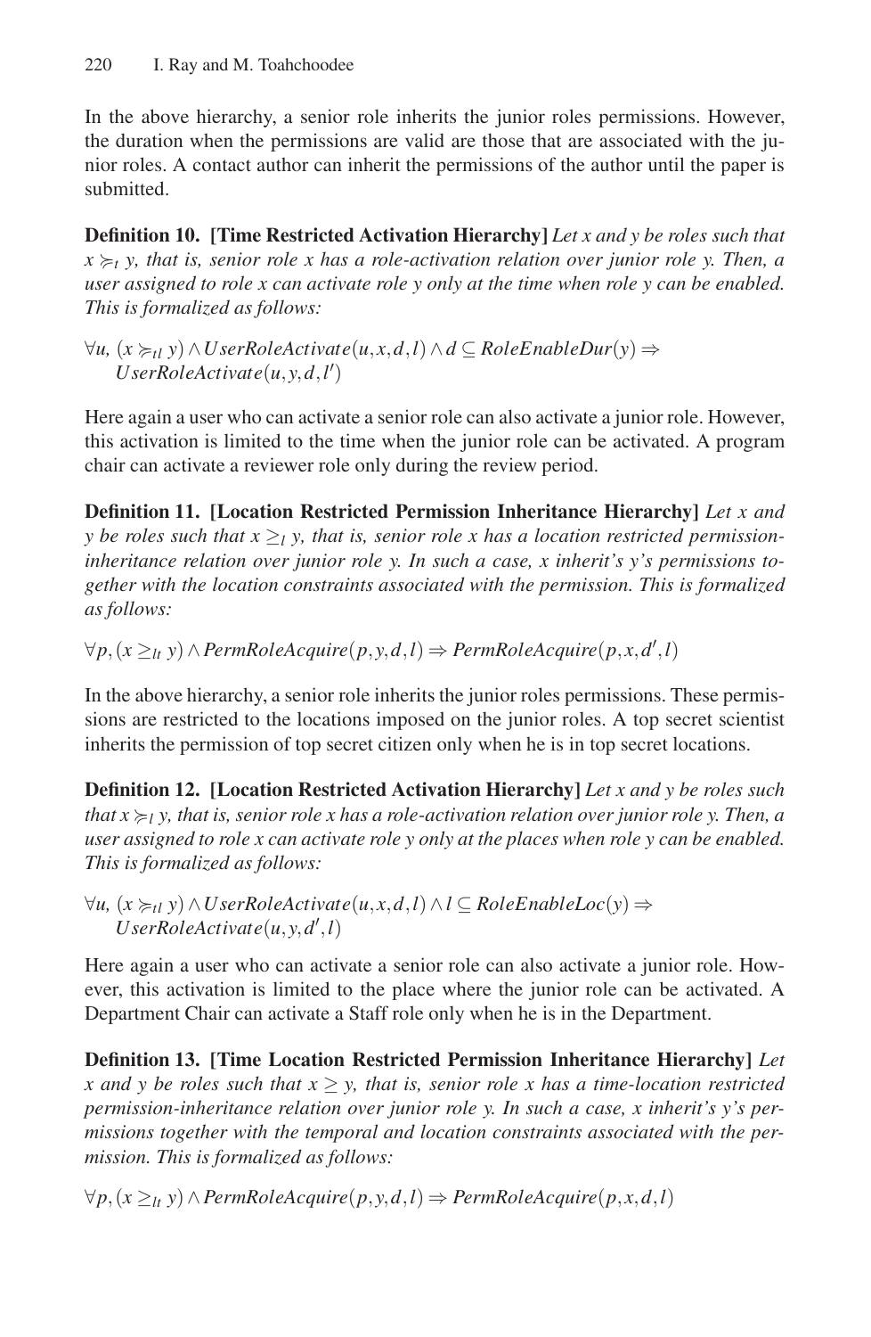In the above hierarchy, a senior role inherits the junior roles permissions. However, the duration when the permissions are valid are those that are associated with the junior roles. A contact author can inherit the permissions of the author until the paper is submitted.

**Definition 10. [Time Restricted Activation Hierarchy]** *Let x and y be roles such that $x \succcurlyeq_t y$, that is, senior role x has a role-activation relation over junior role y. Then, a user assigned to role x can activate role y only at the time when role y can be enabled. This is formalized as follows:*

$$\forall u,\ (x \succcurlyeq_{tl} y) \wedge UserRoleActivate(u,x,d,l) \wedge d \subseteq RoleEnableDur(y) \Rightarrow UserRoleActivate(u,y,d,l')$$

Here again a user who can activate a senior role can also activate a junior role. However, this activation is limited to the time when the junior role can be activated. A program chair can activate a reviewer role only during the review period.

**Definition 11. [Location Restricted Permission Inheritance Hierarchy]** *Let x and y be roles such that $x \geq_l y$, that is, senior role x has a location restricted permission-inheritance relation over junior role y. In such a case, x inherit's y's permissions together with the location constraints associated with the permission. This is formalized as follows:*

$$\forall p, (x \geq_{lt} y) \wedge PermRoleAcquire(p,y,d,l) \Rightarrow PermRoleAcquire(p,x,d',l)$$

In the above hierarchy, a senior role inherits the junior roles permissions. These permissions are restricted to the locations imposed on the junior roles. A top secret scientist inherits the permission of top secret citizen only when he is in top secret locations.

**Definition 12. [Location Restricted Activation Hierarchy]** *Let x and y be roles such that $x \succcurlyeq_l y$, that is, senior role x has a role-activation relation over junior role y. Then, a user assigned to role x can activate role y only at the places when role y can be enabled. This is formalized as follows:*

$$\forall u,\ (x \succcurlyeq_{tl} y) \wedge UserRoleActivate(u,x,d,l) \wedge l \subseteq RoleEnableLoc(y) \Rightarrow UserRoleActivate(u,y,d',l)$$

Here again a user who can activate a senior role can also activate a junior role. However, this activation is limited to the place where the junior role can be activated. A Department Chair can activate a Staff role only when he is in the Department.

**Definition 13. [Time Location Restricted Permission Inheritance Hierarchy]** *Let x and y be roles such that $x \geq y$, that is, senior role x has a time-location restricted permission-inheritance relation over junior role y. In such a case, x inherit's y's permissions together with the temporal and location constraints associated with the permission. This is formalized as follows:*

$$\forall p, (x \geq_{lt} y) \wedge PermRoleAcquire(p,y,d,l) \Rightarrow PermRoleAcquire(p,x,d,l)$$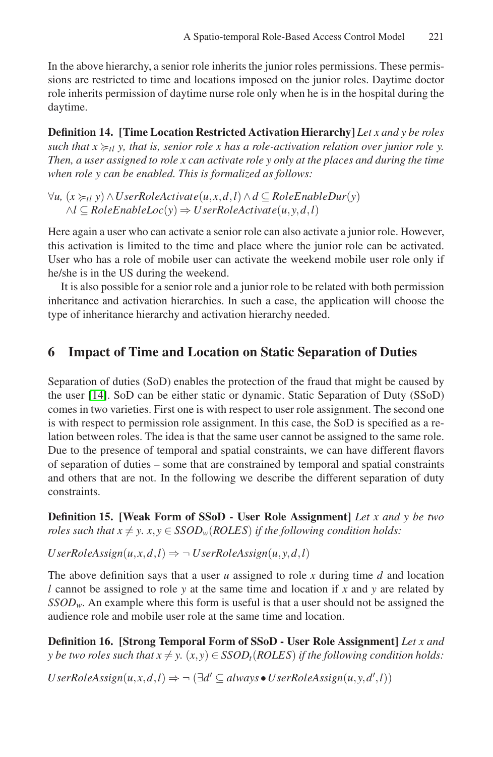In the above hierarchy, a senior role inherits the junior roles permissions. These permissions are restricted to time and locations imposed on the junior roles. Daytime doctor role inherits permission of daytime nurse role only when he is in the hospital during the daytime.

**Definition 14. [Time Location Restricted Activation Hierarchy]** *Let x and y be roles such that $x \succeq_{tl} y$, that is, senior role x has a role-activation relation over junior role y. Then, a user assigned to role x can activate role y only at the places and during the time when role y can be enabled. This is formalized as follows:*

$$\forall u,\ (x \succeq_{tl} y) \wedge UserRoleActivate(u,x,d,l) \wedge d \subseteq RoleEnableDur(y) \\ \wedge l \subseteq RoleEnableLoc(y) \Rightarrow UserRoleActivate(u,y,d,l)$$

Here again a user who can activate a senior role can also activate a junior role. However, this activation is limited to the time and place where the junior role can be activated. User who has a role of mobile user can activate the weekend mobile user role only if he/she is in the US during the weekend.

It is also possible for a senior role and a junior role to be related with both permission inheritance and activation hierarchies. In such a case, the application will choose the type of inheritance hierarchy and activation hierarchy needed.

## 6 Impact of Time and Location on Static Separation of Duties

Separation of duties (SoD) enables the protection of the fraud that might be caused by the user [14]. SoD can be either static or dynamic. Static Separation of Duty (SSoD) comes in two varieties. First one is with respect to user role assignment. The second one is with respect to permission role assignment. In this case, the SoD is specified as a relation between roles. The idea is that the same user cannot be assigned to the same role. Due to the presence of temporal and spatial constraints, we can have different flavors of separation of duties – some that are constrained by temporal and spatial constraints and others that are not. In the following we describe the different separation of duty constraints.

**Definition 15. [Weak Form of SSoD - User Role Assignment]** *Let x and y be two roles such that $x \neq y$. $x, y \in SSOD_w(ROLES)$ if the following condition holds:*

$$UserRoleAssign(u,x,d,l) \Rightarrow \neg\, UserRoleAssign(u,y,d,l)$$

The above definition says that a user *u* assigned to role *x* during time *d* and location *l* cannot be assigned to role *y* at the same time and location if *x* and *y* are related by $SSOD_w$. An example where this form is useful is that a user should not be assigned the audience role and mobile user role at the same time and location.

**Definition 16. [Strong Temporal Form of SSoD - User Role Assignment]** *Let x and y be two roles such that $x \neq y$. $(x,y) \in SSOD_t(ROLES)$ if the following condition holds:*

$$UserRoleAssign(u,x,d,l) \Rightarrow \neg\, (\exists d' \subseteq always \bullet UserRoleAssign(u,y,d',l))$$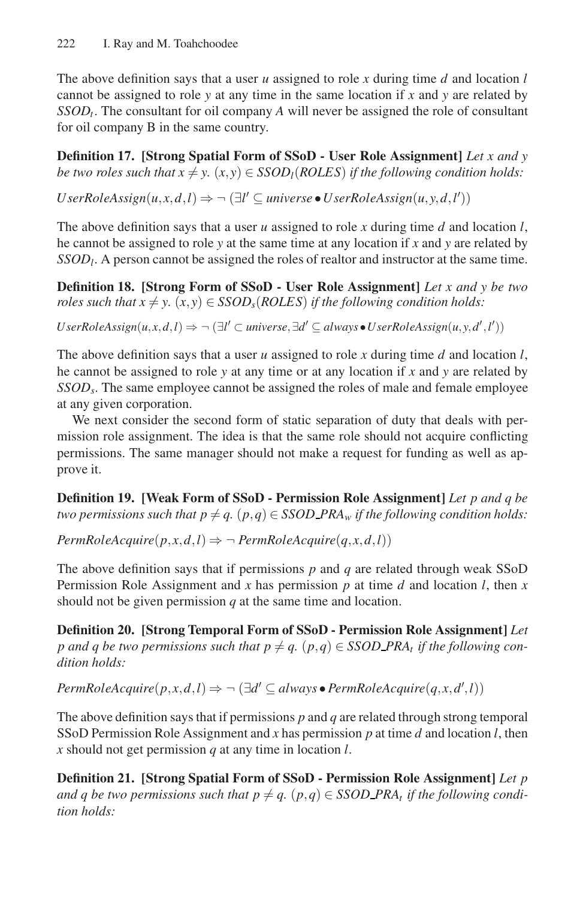The above definition says that a user $u$ assigned to role $x$ during time $d$ and location $l$ cannot be assigned to role $y$ at any time in the same location if $x$ and $y$ are related by $SSOD_t$. The consultant for oil company $A$ will never be assigned the role of consultant for oil company B in the same country.

**Definition 17. [Strong Spatial Form of SSoD - User Role Assignment]** *Let $x$ and $y$ be two roles such that $x \neq y$. $(x,y) \in SSOD_l(ROLES)$ if the following condition holds:*

$$UserRoleAssign(u,x,d,l) \Rightarrow \neg\,(\exists l' \subseteq universe \bullet UserRoleAssign(u,y,d,l'))$$

The above definition says that a user $u$ assigned to role $x$ during time $d$ and location $l$, he cannot be assigned to role $y$ at the same time at any location if $x$ and $y$ are related by $SSOD_l$. A person cannot be assigned the roles of realtor and instructor at the same time.

**Definition 18. [Strong Form of SSoD - User Role Assignment]** *Let $x$ and $y$ be two roles such that $x \neq y$. $(x,y) \in SSOD_s(ROLES)$ if the following condition holds:*

$$UserRoleAssign(u,x,d,l) \Rightarrow \neg\,(\exists l' \subset universe, \exists d' \subseteq always \bullet UserRoleAssign(u,y,d',l'))$$

The above definition says that a user $u$ assigned to role $x$ during time $d$ and location $l$, he cannot be assigned to role $y$ at any time or at any location if $x$ and $y$ are related by $SSOD_s$. The same employee cannot be assigned the roles of male and female employee at any given corporation.

We next consider the second form of static separation of duty that deals with permission role assignment. The idea is that the same role should not acquire conflicting permissions. The same manager should not make a request for funding as well as approve it.

**Definition 19. [Weak Form of SSoD - Permission Role Assignment]** *Let $p$ and $q$ be two permissions such that $p \neq q$. $(p,q) \in SSOD\_PRA_w$ if the following condition holds:*

$$PermRoleAcquire(p,x,d,l) \Rightarrow \neg\, PermRoleAcquire(q,x,d,l))$$

The above definition says that if permissions $p$ and $q$ are related through weak SSoD Permission Role Assignment and $x$ has permission $p$ at time $d$ and location $l$, then $x$ should not be given permission $q$ at the same time and location.

**Definition 20. [Strong Temporal Form of SSoD - Permission Role Assignment]** *Let $p$ and $q$ be two permissions such that $p \neq q$. $(p,q) \in SSOD\_PRA_t$ if the following condition holds:*

$$PermRoleAcquire(p,x,d,l) \Rightarrow \neg\,(\exists d' \subseteq always \bullet PermRoleAcquire(q,x,d',l))$$

The above definition says that if permissions $p$ and $q$ are related through strong temporal SSoD Permission Role Assignment and $x$ has permission $p$ at time $d$ and location $l$, then $x$ should not get permission $q$ at any time in location $l$.

**Definition 21. [Strong Spatial Form of SSoD - Permission Role Assignment]** *Let $p$ and $q$ be two permissions such that $p \neq q$. $(p,q) \in SSOD\_PRA_t$ if the following condition holds:*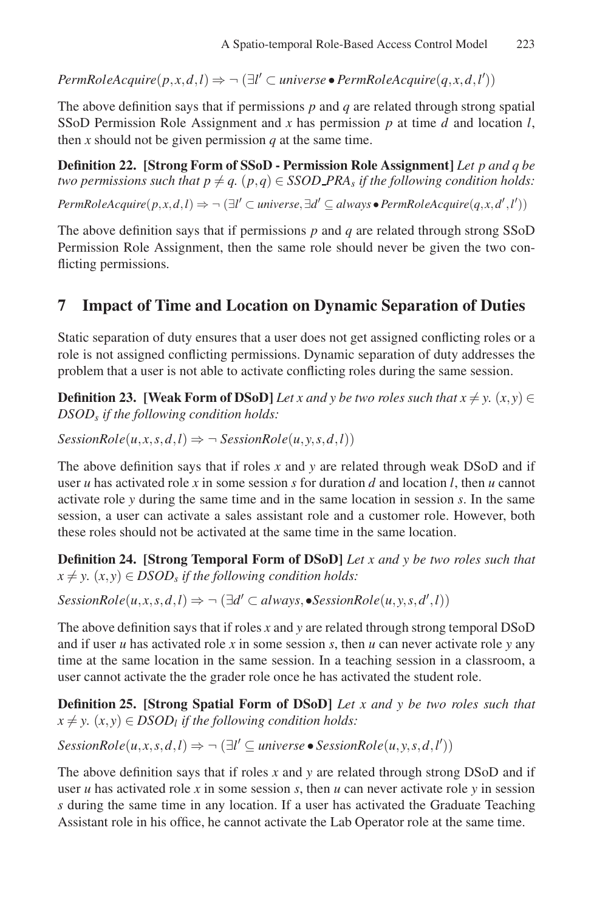$$PermRoleAcquire(p,x,d,l) \Rightarrow \neg\,(\exists l' \subset universe \bullet PermRoleAcquire(q,x,d,l'))$$

The above definition says that if permissions $p$ and $q$ are related through strong spatial SSoD Permission Role Assignment and $x$ has permission $p$ at time $d$ and location $l$, then $x$ should not be given permission $q$ at the same time.

**Definition 22. [Strong Form of SSoD - Permission Role Assignment]** *Let $p$ and $q$ be two permissions such that $p \neq q$. $(p,q) \in SSOD\_PRA_s$ if the following condition holds:*

$$PermRoleAcquire(p,x,d,l) \Rightarrow \neg\,(\exists l' \subset universe, \exists d' \subseteq always \bullet PermRoleAcquire(q,x,d',l'))$$

The above definition says that if permissions $p$ and $q$ are related through strong SSoD Permission Role Assignment, then the same role should never be given the two conflicting permissions.

## 7 Impact of Time and Location on Dynamic Separation of Duties

Static separation of duty ensures that a user does not get assigned conflicting roles or a role is not assigned conflicting permissions. Dynamic separation of duty addresses the problem that a user is not able to activate conflicting roles during the same session.

**Definition 23. [Weak Form of DSoD]** *Let $x$ and $y$ be two roles such that $x \neq y$. $(x,y) \in DSOD_s$ if the following condition holds:*

$$SessionRole(u,x,s,d,l) \Rightarrow \neg\, SessionRole(u,y,s,d,l))$$

The above definition says that if roles $x$ and $y$ are related through weak DSoD and if user $u$ has activated role $x$ in some session $s$ for duration $d$ and location $l$, then $u$ cannot activate role $y$ during the same time and in the same location in session $s$. In the same session, a user can activate a sales assistant role and a customer role. However, both these roles should not be activated at the same time in the same location.

**Definition 24. [Strong Temporal Form of DSoD]** *Let $x$ and $y$ be two roles such that $x \neq y$. $(x,y) \in DSOD_s$ if the following condition holds:*

$$SessionRole(u,x,s,d,l) \Rightarrow \neg\,(\exists d' \subset always, \bullet SessionRole(u,y,s,d',l))$$

The above definition says that if roles $x$ and $y$ are related through strong temporal DSoD and if user $u$ has activated role $x$ in some session $s$, then $u$ can never activate role $y$ any time at the same location in the same session. In a teaching session in a classroom, a user cannot activate the the grader role once he has activated the student role.

**Definition 25. [Strong Spatial Form of DSoD]** *Let $x$ and $y$ be two roles such that $x \neq y$. $(x,y) \in DSOD_l$ if the following condition holds:*

$$SessionRole(u,x,s,d,l) \Rightarrow \neg\,(\exists l' \subseteq universe \bullet SessionRole(u,y,s,d,l'))$$

The above definition says that if roles $x$ and $y$ are related through strong DSoD and if user $u$ has activated role $x$ in some session $s$, then $u$ can never activate role $y$ in session $s$ during the same time in any location. If a user has activated the Graduate Teaching Assistant role in his office, he cannot activate the Lab Operator role at the same time.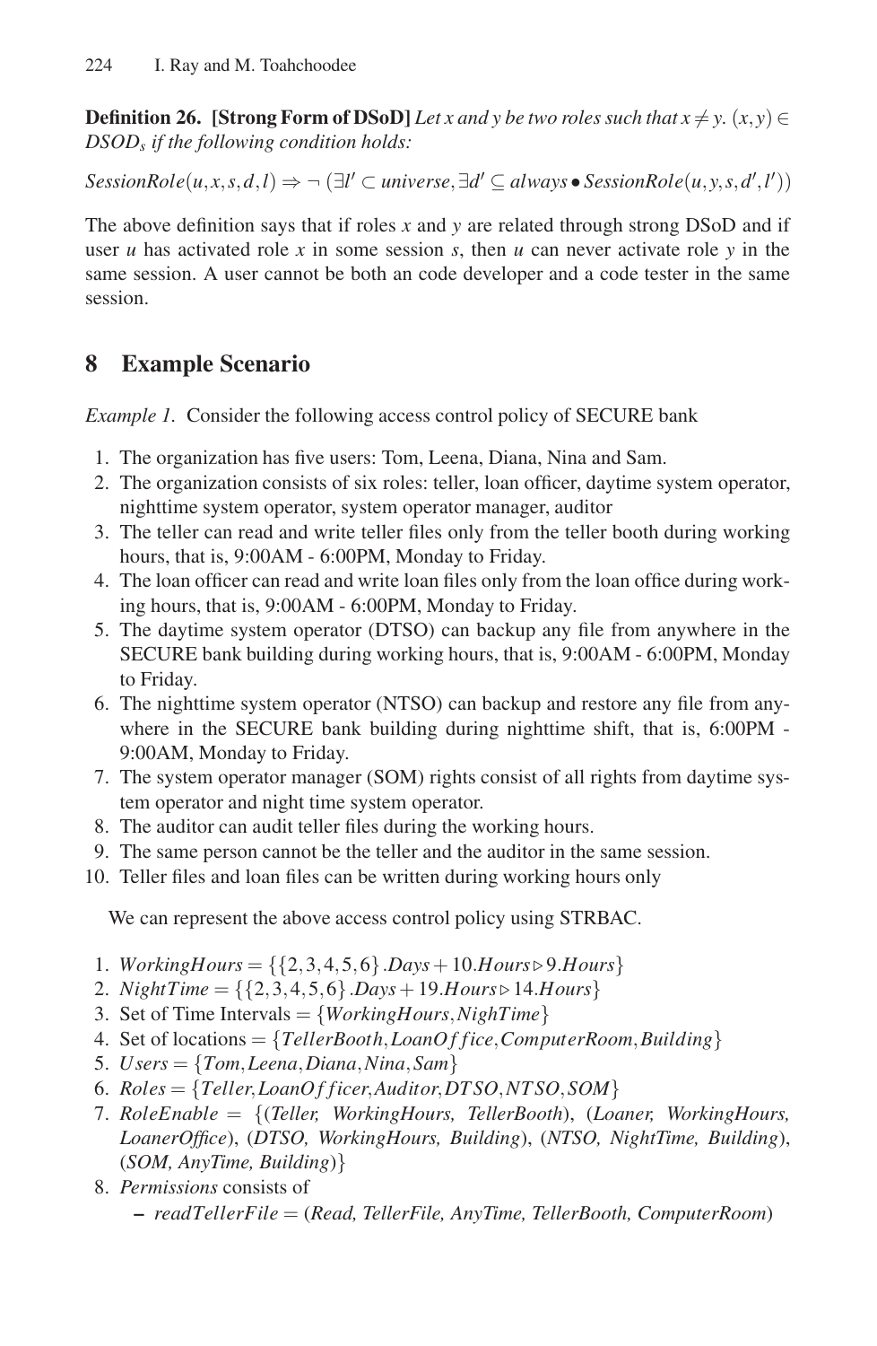**Definition 26. [Strong Form of DSoD]** *Let x and y be two roles such that* $x \neq y$. $(x,y) \in DSOD_s$ *if the following condition holds:*

$SessionRole(u,x,s,d,l) \Rightarrow \neg\, (\exists l' \subset universe, \exists d' \subseteq always \bullet SessionRole(u,y,s,d',l'))$

The above definition says that if roles *x* and *y* are related through strong DSoD and if user *u* has activated role *x* in some session *s*, then *u* can never activate role *y* in the same session. A user cannot be both an code developer and a code tester in the same session.

## 8 Example Scenario

*Example 1.* Consider the following access control policy of SECURE bank

1. The organization has five users: Tom, Leena, Diana, Nina and Sam.
2. The organization consists of six roles: teller, loan officer, daytime system operator, nighttime system operator, system operator manager, auditor
3. The teller can read and write teller files only from the teller booth during working hours, that is, 9:00AM - 6:00PM, Monday to Friday.
4. The loan officer can read and write loan files only from the loan office during working hours, that is, 9:00AM - 6:00PM, Monday to Friday.
5. The daytime system operator (DTSO) can backup any file from anywhere in the SECURE bank building during working hours, that is, 9:00AM - 6:00PM, Monday to Friday.
6. The nighttime system operator (NTSO) can backup and restore any file from anywhere in the SECURE bank building during nighttime shift, that is, 6:00PM - 9:00AM, Monday to Friday.
7. The system operator manager (SOM) rights consist of all rights from daytime system operator and night time system operator.
8. The auditor can audit teller files during the working hours.
9. The same person cannot be the teller and the auditor in the same session.
10. Teller files and loan files can be written during working hours only

We can represent the above access control policy using STRBAC.

1. $WorkingHours = \{\{2,3,4,5,6\}.Days + 10.Hours \triangleright 9.Hours\}$
2. $NightTime = \{\{2,3,4,5,6\}.Days + 19.Hours \triangleright 14.Hours\}$
3. Set of Time Intervals $= \{WorkingHours, NighTime\}$
4. Set of locations $= \{TellerBooth, LoanOffice, ComputerRoom, Building\}$
5. $Users = \{Tom, Leena, Diana, Nina, Sam\}$
6. $Roles = \{Teller, LoanOfficer, Auditor, DTSO, NTSO, SOM\}$
7. *RoleEnable* = {(*Teller, WorkingHours, TellerBooth*), (*Loaner, WorkingHours, LoanerOffice*), (*DTSO, WorkingHours, Building*), (*NTSO, NightTime, Building*), (*SOM, AnyTime, Building*)}
8. *Permissions* consists of
   - $readTellerFile$ = (*Read, TellerFile, AnyTime, TellerBooth, ComputerRoom*)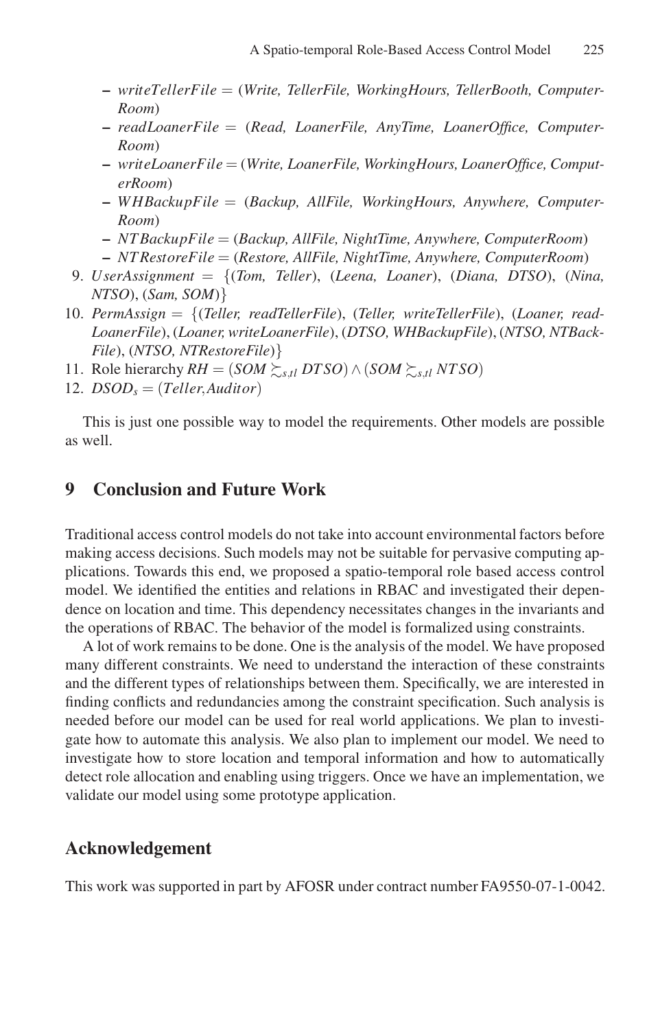- *writeTellerFile* = (*Write, TellerFile, WorkingHours, TellerBooth, ComputerRoom*)
- *readLoanerFile* = (*Read, LoanerFile, AnyTime, LoanerOffice, ComputerRoom*)
- *writeLoanerFile* = (*Write, LoanerFile, WorkingHours, LoanerOffice, ComputerRoom*)
- *WHBackupFile* = (*Backup, AllFile, WorkingHours, Anywhere, ComputerRoom*)
- *NTBackupFile* = (*Backup, AllFile, NightTime, Anywhere, ComputerRoom*)
- *NTRestoreFile* = (*Restore, AllFile, NightTime, Anywhere, ComputerRoom*)

9. *UserAssignment* = {(*Tom, Teller*), (*Leena, Loaner*), (*Diana, DTSO*), (*Nina, NTSO*), (*Sam, SOM*)}
10. *PermAssign* = {(*Teller, readTellerFile*), (*Teller, writeTellerFile*), (*Loaner, readLoanerFile*), (*Loaner, writeLoanerFile*), (*DTSO, WHBackupFile*), (*NTSO, NTBackupFile*), (*NTSO, NTRestoreFile*)}
11. Role hierarchy $RH = (SOM \succsim_{s,tl} DTSO) \wedge (SOM \succsim_{s,tl} NTSO)$
12. $DSOD_s = (Teller, Auditor)$

This is just one possible way to model the requirements. Other models are possible as well.

## 9 Conclusion and Future Work

Traditional access control models do not take into account environmental factors before making access decisions. Such models may not be suitable for pervasive computing applications. Towards this end, we proposed a spatio-temporal role based access control model. We identified the entities and relations in RBAC and investigated their dependence on location and time. This dependency necessitates changes in the invariants and the operations of RBAC. The behavior of the model is formalized using constraints.

A lot of work remains to be done. One is the analysis of the model. We have proposed many different constraints. We need to understand the interaction of these constraints and the different types of relationships between them. Specifically, we are interested in finding conflicts and redundancies among the constraint specification. Such analysis is needed before our model can be used for real world applications. We plan to investigate how to automate this analysis. We also plan to implement our model. We need to investigate how to store location and temporal information and how to automatically detect role allocation and enabling using triggers. Once we have an implementation, we validate our model using some prototype application.

## Acknowledgement

This work was supported in part by AFOSR under contract number FA9550-07-1-0042.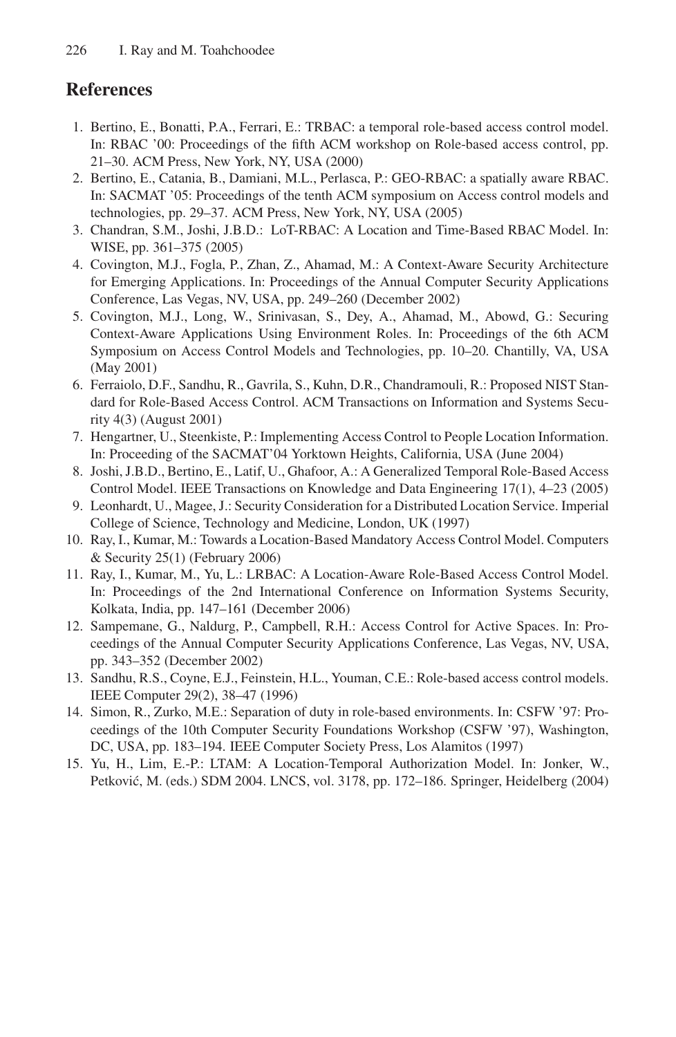## References

1. Bertino, E., Bonatti, P.A., Ferrari, E.: TRBAC: a temporal role-based access control model. In: RBAC '00: Proceedings of the fifth ACM workshop on Role-based access control, pp. 21–30. ACM Press, New York, NY, USA (2000)
2. Bertino, E., Catania, B., Damiani, M.L., Perlasca, P.: GEO-RBAC: a spatially aware RBAC. In: SACMAT '05: Proceedings of the tenth ACM symposium on Access control models and technologies, pp. 29–37. ACM Press, New York, NY, USA (2005)
3. Chandran, S.M., Joshi, J.B.D.: LoT-RBAC: A Location and Time-Based RBAC Model. In: WISE, pp. 361–375 (2005)
4. Covington, M.J., Fogla, P., Zhan, Z., Ahamad, M.: A Context-Aware Security Architecture for Emerging Applications. In: Proceedings of the Annual Computer Security Applications Conference, Las Vegas, NV, USA, pp. 249–260 (December 2002)
5. Covington, M.J., Long, W., Srinivasan, S., Dey, A., Ahamad, M., Abowd, G.: Securing Context-Aware Applications Using Environment Roles. In: Proceedings of the 6th ACM Symposium on Access Control Models and Technologies, pp. 10–20. Chantilly, VA, USA (May 2001)
6. Ferraiolo, D.F., Sandhu, R., Gavrila, S., Kuhn, D.R., Chandramouli, R.: Proposed NIST Standard for Role-Based Access Control. ACM Transactions on Information and Systems Security 4(3) (August 2001)
7. Hengartner, U., Steenkiste, P.: Implementing Access Control to People Location Information. In: Proceeding of the SACMAT'04 Yorktown Heights, California, USA (June 2004)
8. Joshi, J.B.D., Bertino, E., Latif, U., Ghafoor, A.: A Generalized Temporal Role-Based Access Control Model. IEEE Transactions on Knowledge and Data Engineering 17(1), 4–23 (2005)
9. Leonhardt, U., Magee, J.: Security Consideration for a Distributed Location Service. Imperial College of Science, Technology and Medicine, London, UK (1997)
10. Ray, I., Kumar, M.: Towards a Location-Based Mandatory Access Control Model. Computers & Security 25(1) (February 2006)
11. Ray, I., Kumar, M., Yu, L.: LRBAC: A Location-Aware Role-Based Access Control Model. In: Proceedings of the 2nd International Conference on Information Systems Security, Kolkata, India, pp. 147–161 (December 2006)
12. Sampemane, G., Naldurg, P., Campbell, R.H.: Access Control for Active Spaces. In: Proceedings of the Annual Computer Security Applications Conference, Las Vegas, NV, USA, pp. 343–352 (December 2002)
13. Sandhu, R.S., Coyne, E.J., Feinstein, H.L., Youman, C.E.: Role-based access control models. IEEE Computer 29(2), 38–47 (1996)
14. Simon, R., Zurko, M.E.: Separation of duty in role-based environments. In: CSFW '97: Proceedings of the 10th Computer Security Foundations Workshop (CSFW '97), Washington, DC, USA, pp. 183–194. IEEE Computer Society Press, Los Alamitos (1997)
15. Yu, H., Lim, E.-P.: LTAM: A Location-Temporal Authorization Model. In: Jonker, W., Petković, M. (eds.) SDM 2004. LNCS, vol. 3178, pp. 172–186. Springer, Heidelberg (2004)